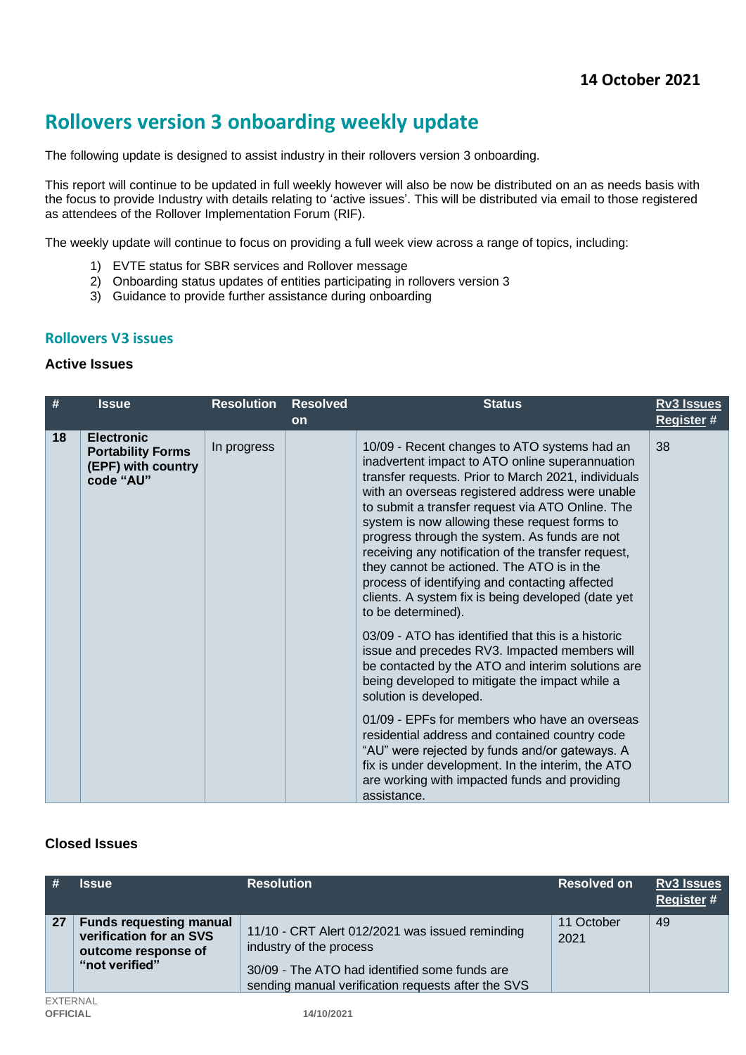**14 October 2021**

# Rollovers version 3 onboarding weekly update

The following update is designed to assist industry in their rollovers version 3 onboarding.

This report will continue to be updated in full weekly however will also be now be distributed on an as needs basis with the focus to provide Industry with details relating to 'active issues'. This will be distributed via email to those registered as attendees of the Rollover Implementation Forum (RIF).

The weekly update will continue to focus on providing a full week view across a range of topics, including:

1) EVTE status for SBR services and Rollover message
2) Onboarding status updates of entities participating in rollovers version 3
3) Guidance to provide further assistance during onboarding

## Rollovers V3 issues

### Active Issues

| # | Issue | Resolution | Resolved on | Status | Rv3 Issues Register # |
|---|---|---|---|---|---|
| 18 | **Electronic Portability Forms (EPF) with country code "AU"** | In progress | | 10/09 - Recent changes to ATO systems had an inadvertent impact to ATO online superannuation transfer requests. Prior to March 2021, individuals with an overseas registered address were unable to submit a transfer request via ATO Online. The system is now allowing these request forms to progress through the system. As funds are not receiving any notification of the transfer request, they cannot be actioned. The ATO is in the process of identifying and contacting affected clients. A system fix is being developed (date yet to be determined).<br><br>03/09 - ATO has identified that this is a historic issue and precedes RV3. Impacted members will be contacted by the ATO and interim solutions are being developed to mitigate the impact while a solution is developed.<br><br>01/09 - EPFs for members who have an overseas residential address and contained country code "AU" were rejected by funds and/or gateways. A fix is under development. In the interim, the ATO are working with impacted funds and providing assistance. | 38 |

### Closed Issues

| # | Issue | Resolution | Resolved on | Rv3 Issues Register # |
|---|---|---|---|---|
| 27 | **Funds requesting manual verification for an SVS outcome response of "not verified"** | 11/10 - CRT Alert 012/2021 was issued reminding industry of the process<br><br>30/09 - The ATO had identified some funds are sending manual verification requests after the SVS | 11 October 2021 | 49 |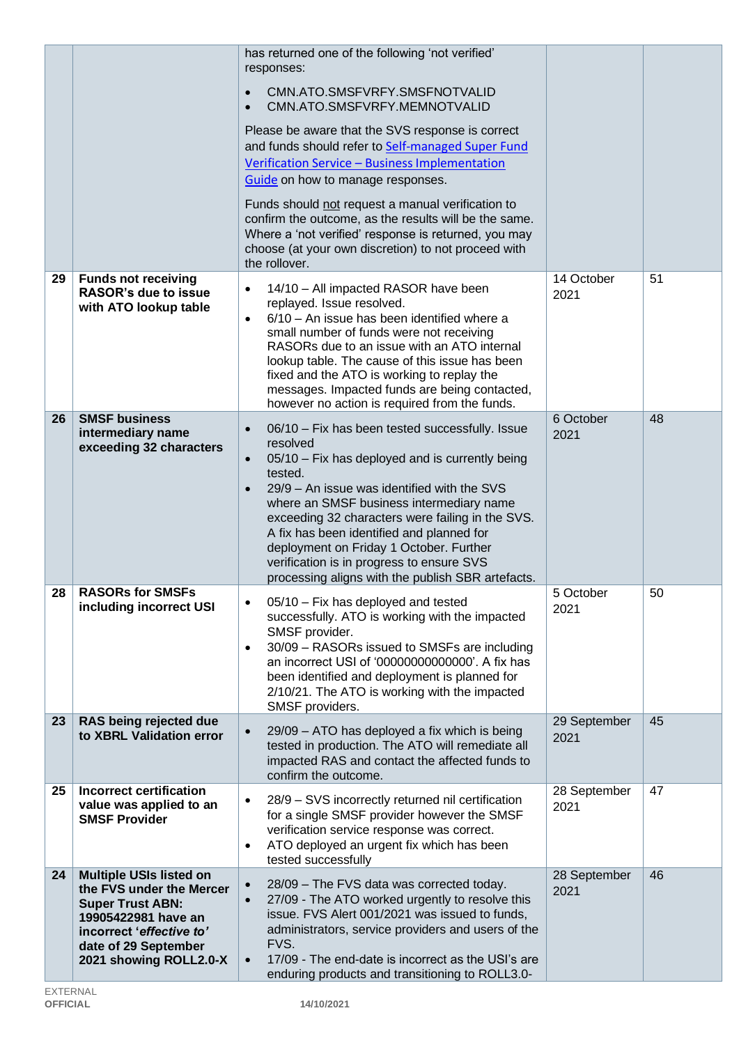| | | | | |
|---|---|---|---|---|
| | | has returned one of the following 'not verified' responses:<br>• CMN.ATO.SMSFVRFY.SMSFNOTVALID<br>• CMN.ATO.SMSFVRFY.MEMNOTVALID<br><br>Please be aware that the SVS response is correct and funds should refer to [Self-managed Super Fund Verification Service – Business Implementation Guide]() on how to manage responses.<br><br>Funds should not request a manual verification to confirm the outcome, as the results will be the same. Where a 'not verified' response is returned, you may choose (at your own discretion) to not proceed with the rollover. | | |
| 29 | **Funds not receiving RASOR's due to issue with ATO lookup table** | • 14/10 – All impacted RASOR have been replayed. Issue resolved.<br>• 6/10 – An issue has been identified where a small number of funds were not receiving RASORs due to an issue with an ATO internal lookup table. The cause of this issue has been fixed and the ATO is working to replay the messages. Impacted funds are being contacted, however no action is required from the funds. | 14 October 2021 | 51 |
| 26 | **SMSF business intermediary name exceeding 32 characters** | • 06/10 – Fix has been tested successfully. Issue resolved<br>• 05/10 – Fix has deployed and is currently being tested.<br>• 29/9 – An issue was identified with the SVS where an SMSF business intermediary name exceeding 32 characters were failing in the SVS. A fix has been identified and planned for deployment on Friday 1 October. Further verification is in progress to ensure SVS processing aligns with the publish SBR artefacts. | 6 October 2021 | 48 |
| 28 | **RASORs for SMSFs including incorrect USI** | • 05/10 – Fix has deployed and tested successfully. ATO is working with the impacted SMSF provider.<br>• 30/09 – RASORs issued to SMSFs are including an incorrect USI of '00000000000000'. A fix has been identified and deployment is planned for 2/10/21. The ATO is working with the impacted SMSF providers. | 5 October 2021 | 50 |
| 23 | **RAS being rejected due to XBRL Validation error** | • 29/09 – ATO has deployed a fix which is being tested in production. The ATO will remediate all impacted RAS and contact the affected funds to confirm the outcome. | 29 September 2021 | 45 |
| 25 | **Incorrect certification value was applied to an SMSF Provider** | • 28/9 – SVS incorrectly returned nil certification for a single SMSF provider however the SMSF verification service response was correct.<br>• ATO deployed an urgent fix which has been tested successfully | 28 September 2021 | 47 |
| 24 | **Multiple USIs listed on the FVS under the Mercer Super Trust ABN: 19905422981 have an incorrect '*effective to'* date of 29 September 2021 showing ROLL2.0-X** | • 28/09 – The FVS data was corrected today.<br>• 27/09 - The ATO worked urgently to resolve this issue. FVS Alert 001/2021 was issued to funds, administrators, service providers and users of the FVS.<br>• 17/09 - The end-date is incorrect as the USI's are enduring products and transitioning to ROLL3.0- | 28 September 2021 | 46 |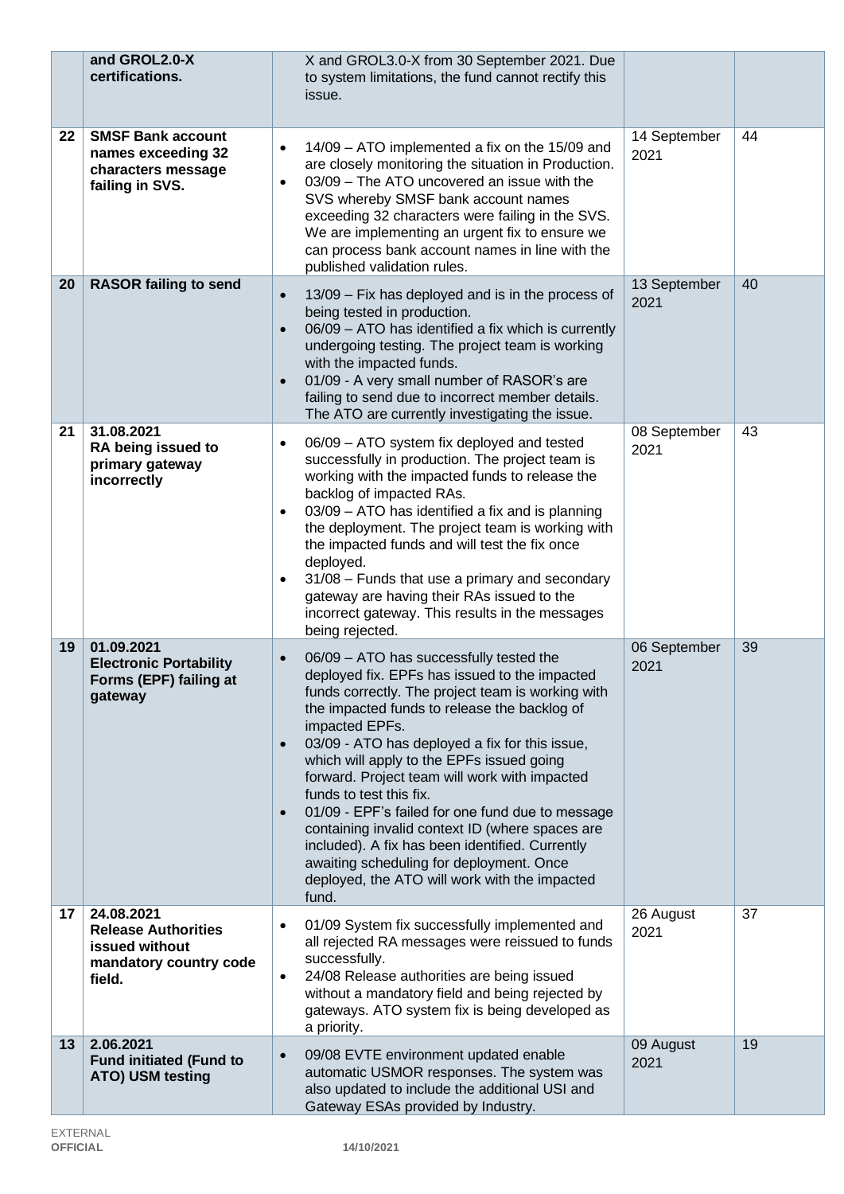| | | | | |
|---|---|---|---|---|
| | **and GROL2.0-X certifications.** | X and GROL3.0-X from 30 September 2021. Due to system limitations, the fund cannot rectify this issue. | | |
| 22 | **SMSF Bank account names exceeding 32 characters message failing in SVS.** | • 14/09 – ATO implemented a fix on the 15/09 and are closely monitoring the situation in Production.<br>• 03/09 – The ATO uncovered an issue with the SVS whereby SMSF bank account names exceeding 32 characters were failing in the SVS. We are implementing an urgent fix to ensure we can process bank account names in line with the published validation rules. | 14 September 2021 | 44 |
| 20 | **RASOR failing to send** | • 13/09 – Fix has deployed and is in the process of being tested in production.<br>• 06/09 – ATO has identified a fix which is currently undergoing testing. The project team is working with the impacted funds.<br>• 01/09 - A very small number of RASOR's are failing to send due to incorrect member details. The ATO are currently investigating the issue. | 13 September 2021 | 40 |
| 21 | **31.08.2021**<br>**RA being issued to primary gateway incorrectly** | • 06/09 – ATO system fix deployed and tested successfully in production. The project team is working with the impacted funds to release the backlog of impacted RAs.<br>• 03/09 – ATO has identified a fix and is planning the deployment. The project team is working with the impacted funds and will test the fix once deployed.<br>• 31/08 – Funds that use a primary and secondary gateway are having their RAs issued to the incorrect gateway. This results in the messages being rejected. | 08 September 2021 | 43 |
| 19 | **01.09.2021**<br>**Electronic Portability Forms (EPF) failing at gateway** | • 06/09 – ATO has successfully tested the deployed fix. EPFs has issued to the impacted funds correctly. The project team is working with the impacted funds to release the backlog of impacted EPFs.<br>• 03/09 - ATO has deployed a fix for this issue, which will apply to the EPFs issued going forward. Project team will work with impacted funds to test this fix.<br>• 01/09 - EPF's failed for one fund due to message containing invalid context ID (where spaces are included). A fix has been identified. Currently awaiting scheduling for deployment. Once deployed, the ATO will work with the impacted fund. | 06 September 2021 | 39 |
| 17 | **24.08.2021**<br>**Release Authorities issued without mandatory country code field.** | • 01/09 System fix successfully implemented and all rejected RA messages were reissued to funds successfully.<br>• 24/08 Release authorities are being issued without a mandatory field and being rejected by gateways. ATO system fix is being developed as a priority. | 26 August 2021 | 37 |
| 13 | **2.06.2021**<br>**Fund initiated (Fund to ATO) USM testing** | • 09/08 EVTE environment updated enable automatic USMOR responses. The system was also updated to include the additional USI and Gateway ESAs provided by Industry. | 09 August 2021 | 19 |

EXTERNAL
**OFFICIAL**

14/10/2021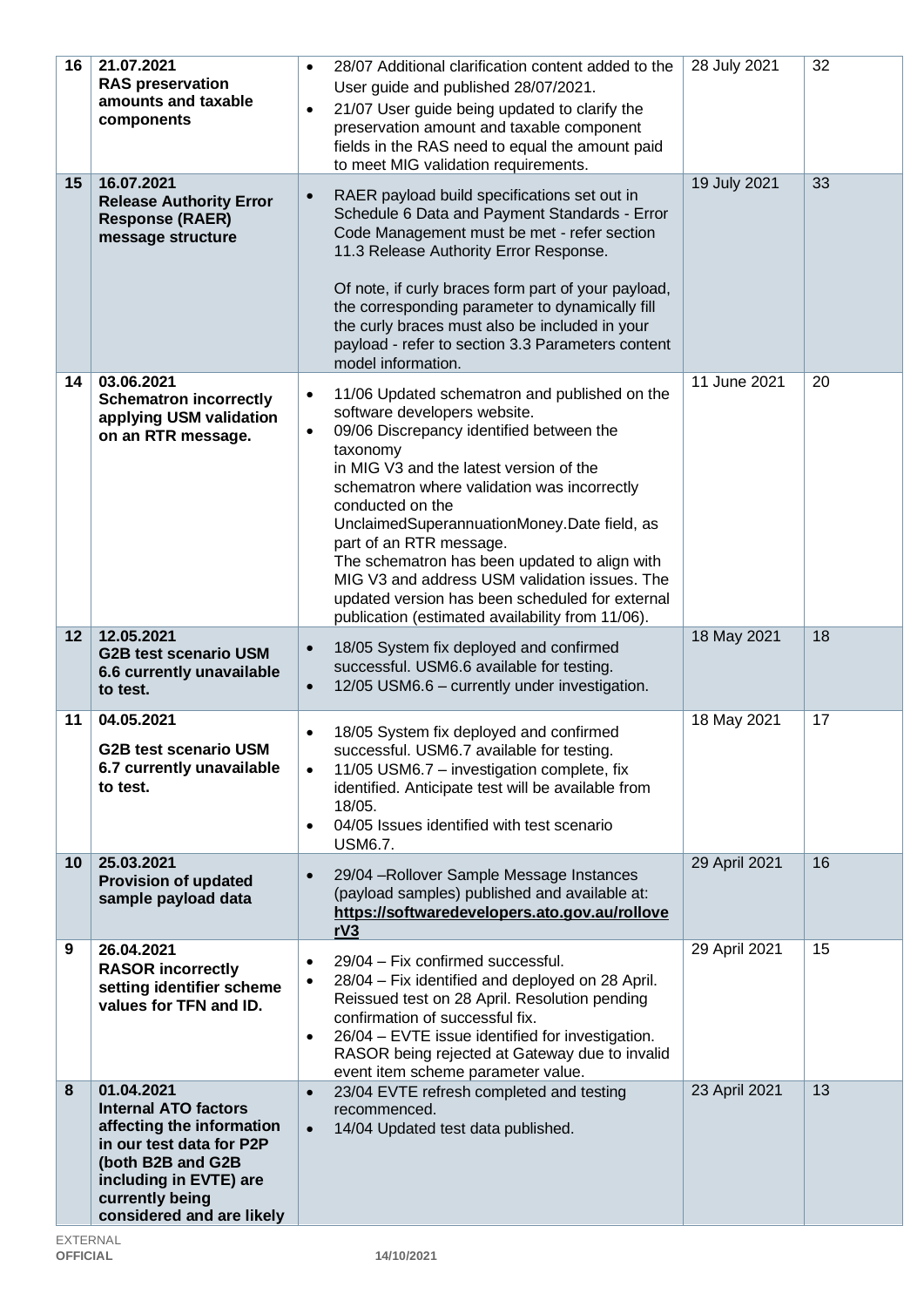| | | | | |
|---|---|---|---|---|
| 16 | **21.07.2021** **RAS preservation amounts and taxable components** | • 28/07 Additional clarification content added to the User guide and published 28/07/2021.<br>• 21/07 User guide being updated to clarify the preservation amount and taxable component fields in the RAS need to equal the amount paid to meet MIG validation requirements. | 28 July 2021 | 32 |
| 15 | **16.07.2021** **Release Authority Error Response (RAER) message structure** | • RAER payload build specifications set out in Schedule 6 Data and Payment Standards - Error Code Management must be met - refer section 11.3 Release Authority Error Response.<br><br>Of note, if curly braces form part of your payload, the corresponding parameter to dynamically fill the curly braces must also be included in your payload - refer to section 3.3 Parameters content model information. | 19 July 2021 | 33 |
| 14 | **03.06.2021** **Schematron incorrectly applying USM validation on an RTR message.** | • 11/06 Updated schematron and published on the software developers website.<br>• 09/06 Discrepancy identified between the taxonomy in MIG V3 and the latest version of the schematron where validation was incorrectly conducted on the UnclaimedSuperannuationMoney.Date field, as part of an RTR message. The schematron has been updated to align with MIG V3 and address USM validation issues. The updated version has been scheduled for external publication (estimated availability from 11/06). | 11 June 2021 | 20 |
| 12 | **12.05.2021** **G2B test scenario USM 6.6 currently unavailable to test.** | • 18/05 System fix deployed and confirmed successful. USM6.6 available for testing.<br>• 12/05 USM6.6 – currently under investigation. | 18 May 2021 | 18 |
| 11 | **04.05.2021** **G2B test scenario USM 6.7 currently unavailable to test.** | • 18/05 System fix deployed and confirmed successful. USM6.7 available for testing.<br>• 11/05 USM6.7 – investigation complete, fix identified. Anticipate test will be available from 18/05.<br>• 04/05 Issues identified with test scenario USM6.7. | 18 May 2021 | 17 |
| 10 | **25.03.2021** **Provision of updated sample payload data** | • 29/04 –Rollover Sample Message Instances (payload samples) published and available at: **https://softwaredevelopers.ato.gov.au/rolloverV3** | 29 April 2021 | 16 |
| 9 | **26.04.2021** **RASOR incorrectly setting identifier scheme values for TFN and ID.** | • 29/04 – Fix confirmed successful.<br>• 28/04 – Fix identified and deployed on 28 April. Reissued test on 28 April. Resolution pending confirmation of successful fix.<br>• 26/04 – EVTE issue identified for investigation. RASOR being rejected at Gateway due to invalid event item scheme parameter value. | 29 April 2021 | 15 |
| 8 | **01.04.2021** **Internal ATO factors affecting the information in our test data for P2P (both B2B and G2B including in EVTE) are currently being considered and are likely** | • 23/04 EVTE refresh completed and testing recommenced.<br>• 14/04 Updated test data published. | 23 April 2021 | 13 |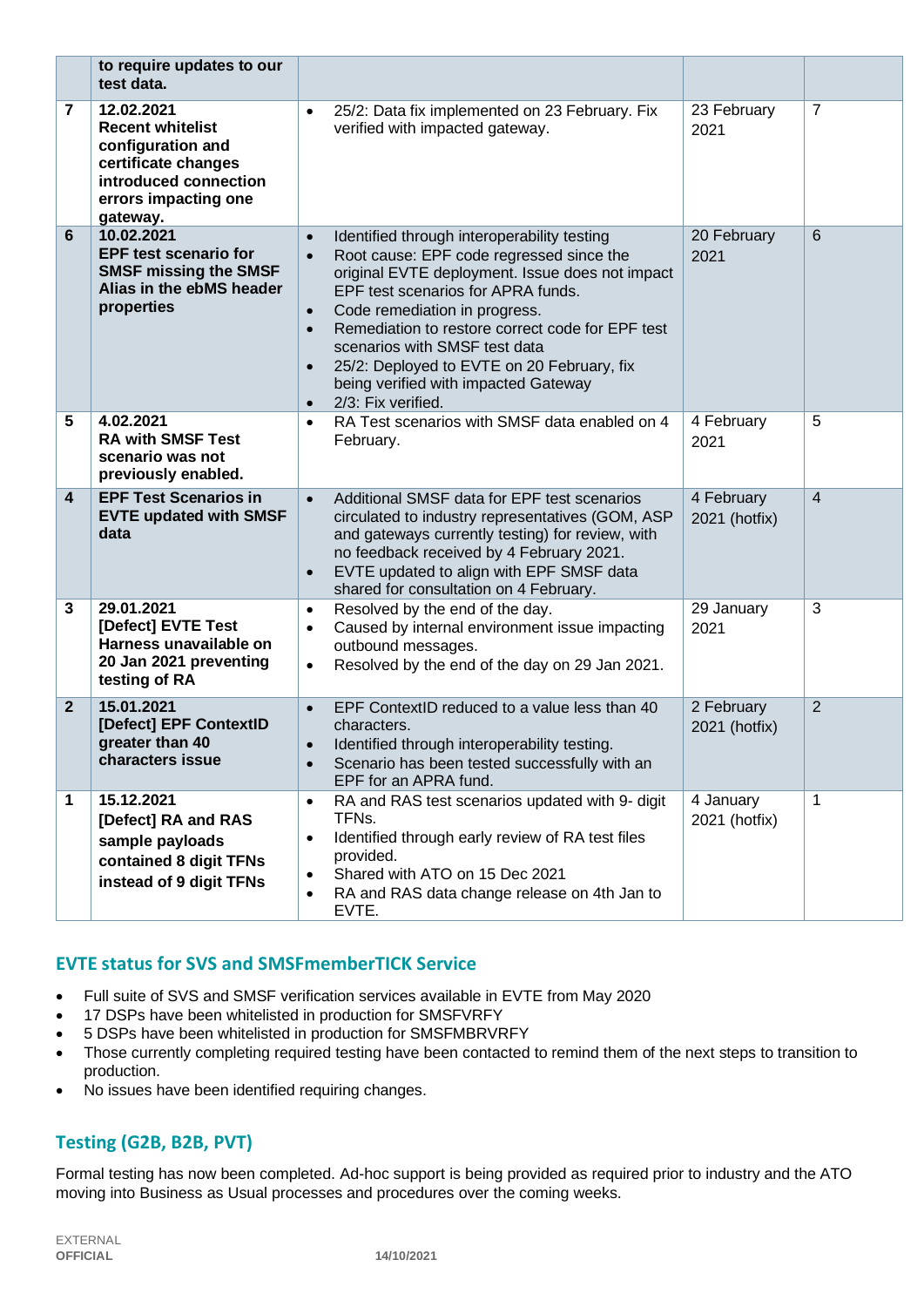| | to require updates to our test data. | | | |
|---|---|---|---|---|
| 7 | **12.02.2021** **Recent whitelist configuration and certificate changes introduced connection errors impacting one gateway.** | • 25/2: Data fix implemented on 23 February. Fix verified with impacted gateway. | 23 February 2021 | 7 |
| 6 | **10.02.2021** **EPF test scenario for SMSF missing the SMSF Alias in the ebMS header properties** | • Identified through interoperability testing<br>• Root cause: EPF code regressed since the original EVTE deployment. Issue does not impact EPF test scenarios for APRA funds.<br>• Code remediation in progress.<br>• Remediation to restore correct code for EPF test scenarios with SMSF test data<br>• 25/2: Deployed to EVTE on 20 February, fix being verified with impacted Gateway<br>• 2/3: Fix verified. | 20 February 2021 | 6 |
| 5 | **4.02.2021** **RA with SMSF Test scenario was not previously enabled.** | • RA Test scenarios with SMSF data enabled on 4 February. | 4 February 2021 | 5 |
| 4 | **EPF Test Scenarios in EVTE updated with SMSF data** | • Additional SMSF data for EPF test scenarios circulated to industry representatives (GOM, ASP and gateways currently testing) for review, with no feedback received by 4 February 2021.<br>• EVTE updated to align with EPF SMSF data shared for consultation on 4 February. | 4 February 2021 (hotfix) | 4 |
| 3 | **29.01.2021** **[Defect] EVTE Test Harness unavailable on 20 Jan 2021 preventing testing of RA** | • Resolved by the end of the day.<br>• Caused by internal environment issue impacting outbound messages.<br>• Resolved by the end of the day on 29 Jan 2021. | 29 January 2021 | 3 |
| 2 | **15.01.2021** **[Defect] EPF ContextID greater than 40 characters issue** | • EPF ContextID reduced to a value less than 40 characters.<br>• Identified through interoperability testing.<br>• Scenario has been tested successfully with an EPF for an APRA fund. | 2 February 2021 (hotfix) | 2 |
| 1 | **15.12.2021** **[Defect] RA and RAS sample payloads contained 8 digit TFNs instead of 9 digit TFNs** | • RA and RAS test scenarios updated with 9- digit TFNs.<br>• Identified through early review of RA test files provided.<br>• Shared with ATO on 15 Dec 2021<br>• RA and RAS data change release on 4th Jan to EVTE. | 4 January 2021 (hotfix) | 1 |

## EVTE status for SVS and SMSFmemberTICK Service

- Full suite of SVS and SMSF verification services available in EVTE from May 2020
- 17 DSPs have been whitelisted in production for SMSFVRFY
- 5 DSPs have been whitelisted in production for SMSFMBRVRFY
- Those currently completing required testing have been contacted to remind them of the next steps to transition to production.
- No issues have been identified requiring changes.

## Testing (G2B, B2B, PVT)

Formal testing has now been completed. Ad-hoc support is being provided as required prior to industry and the ATO moving into Business as Usual processes and procedures over the coming weeks.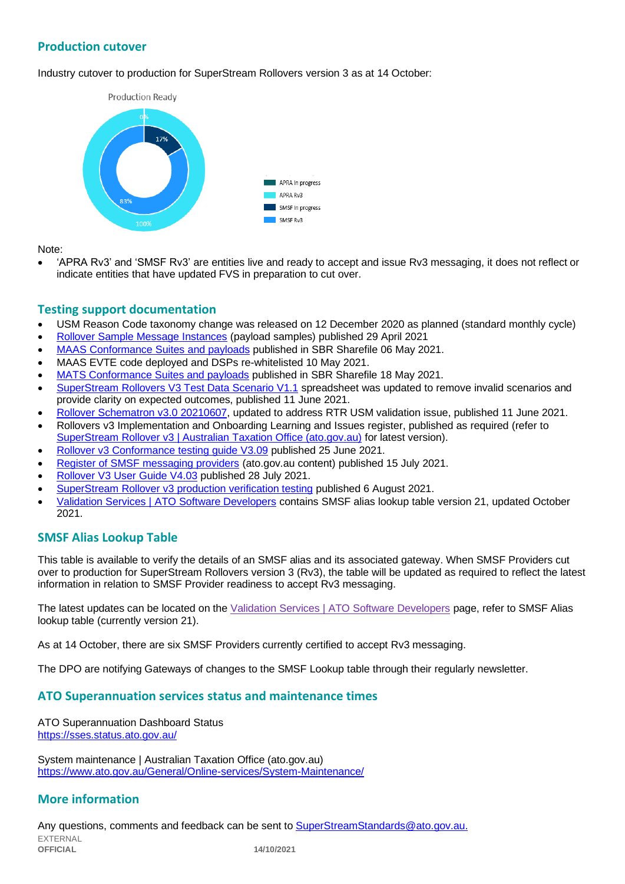## Production cutover

Industry cutover to production for SuperStream Rollovers version 3 as at 14 October:

Production Ready

0%

17%

83%

100%

APRA In progress

APRA Rv3

SMSF In progress

SMSF Rv3

Note:

- 'APRA Rv3' and 'SMSF Rv3' are entities live and ready to accept and issue Rv3 messaging, it does not reflect or indicate entities that have updated FVS in preparation to cut over.

## Testing support documentation

- USM Reason Code taxonomy change was released on 12 December 2020 as planned (standard monthly cycle)
- Rollover Sample Message Instances (payload samples) published 29 April 2021
- MAAS Conformance Suites and payloads published in SBR Sharefile 06 May 2021.
- MAAS EVTE code deployed and DSPs re-whitelisted 10 May 2021.
- MATS Conformance Suites and payloads published in SBR Sharefile 18 May 2021.
- SuperStream Rollovers V3 Test Data Scenario V1.1 spreadsheet was updated to remove invalid scenarios and provide clarity on expected outcomes, published 11 June 2021.
- Rollover Schematron v3.0 20210607, updated to address RTR USM validation issue, published 11 June 2021.
- Rollovers v3 Implementation and Onboarding Learning and Issues register, published as required (refer to SuperStream Rollover v3 | Australian Taxation Office (ato.gov.au) for latest version).
- Rollover v3 Conformance testing guide V3.09 published 25 June 2021.
- Register of SMSF messaging providers (ato.gov.au content) published 15 July 2021.
- Rollover V3 User Guide V4.03 published 28 July 2021.
- SuperStream Rollover v3 production verification testing published 6 August 2021.
- Validation Services | ATO Software Developers contains SMSF alias lookup table version 21, updated October 2021.

## SMSF Alias Lookup Table

This table is available to verify the details of an SMSF alias and its associated gateway. When SMSF Providers cut over to production for SuperStream Rollovers version 3 (Rv3), the table will be updated as required to reflect the latest information in relation to SMSF Provider readiness to accept Rv3 messaging.

The latest updates can be located on the Validation Services | ATO Software Developers page, refer to SMSF Alias lookup table (currently version 21).

As at 14 October, there are six SMSF Providers currently certified to accept Rv3 messaging.

The DPO are notifying Gateways of changes to the SMSF Lookup table through their regularly newsletter.

## ATO Superannuation services status and maintenance times

ATO Superannuation Dashboard Status
https://sses.status.ato.gov.au/

System maintenance | Australian Taxation Office (ato.gov.au)
https://www.ato.gov.au/General/Online-services/System-Maintenance/

## More information

Any questions, comments and feedback can be sent to SuperStreamStandards@ato.gov.au.